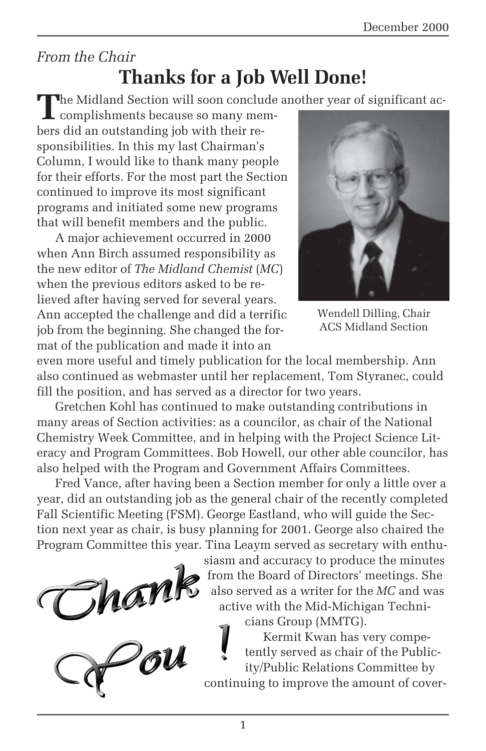*From the Chair*

# Thanks for a Job Well Done!

The Midland Section will soon conclude another year of significant accomplishments because so many members did an outstanding job with their responsibilities. In this my last Chairman's Column, I would like to thank many people for their efforts. For the most part the Section continued to improve its most significant programs and initiated some new programs that will benefit members and the public.

Wendell Dilling, Chair
ACS Midland Section

A major achievement occurred in 2000 when Ann Birch assumed responsibility as the new editor of *The Midland Chemist* (*MC*) when the previous editors asked to be relieved after having served for several years. Ann accepted the challenge and did a terrific job from the beginning. She changed the format of the publication and made it into an even more useful and timely publication for the local membership. Ann also continued as webmaster until her replacement, Tom Styranec, could fill the position, and has served as a director for two years.

Gretchen Kohl has continued to make outstanding contributions in many areas of Section activities: as a councilor, as chair of the National Chemistry Week Committee, and in helping with the Project Science Literacy and Program Committees. Bob Howell, our other able councilor, has also helped with the Program and Government Affairs Committees.

Fred Vance, after having been a Section member for only a little over a year, did an outstanding job as the general chair of the recently completed Fall Scientific Meeting (FSM). George Eastland, who will guide the Section next year as chair, is busy planning for 2001. George also chaired the Program Committee this year. Tina Leaym served as secretary with enthusiasm and accuracy to produce the minutes from the Board of Directors' meetings. She also served as a writer for the *MC* and was active with the Mid-Michigan Technicians Group (MMTG).

Thank You!

Kermit Kwan has very competently served as chair of the Publicity/Public Relations Committee by continuing to improve the amount of cover-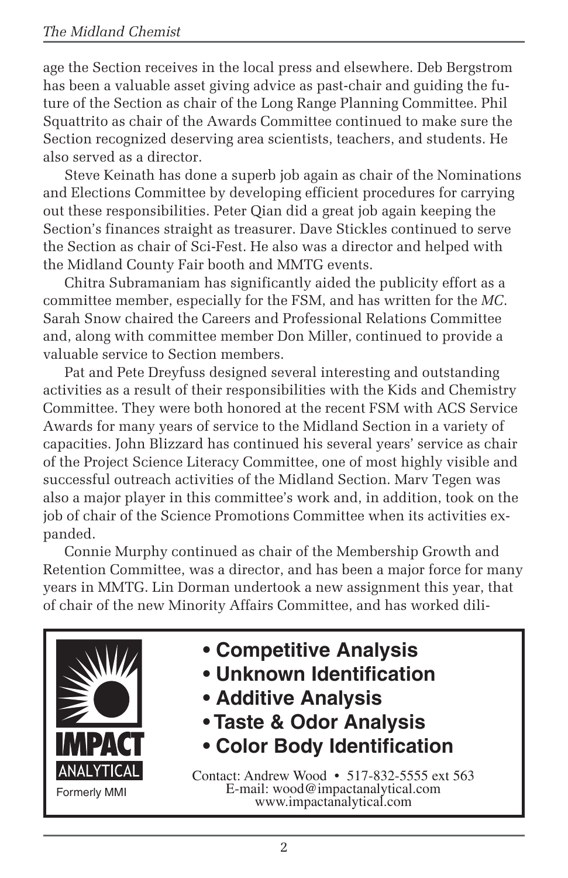age the Section receives in the local press and elsewhere. Deb Bergstrom has been a valuable asset giving advice as past-chair and guiding the future of the Section as chair of the Long Range Planning Committee. Phil Squattrito as chair of the Awards Committee continued to make sure the Section recognized deserving area scientists, teachers, and students. He also served as a director.

Steve Keinath has done a superb job again as chair of the Nominations and Elections Committee by developing efficient procedures for carrying out these responsibilities. Peter Qian did a great job again keeping the Section's finances straight as treasurer. Dave Stickles continued to serve the Section as chair of Sci-Fest. He also was a director and helped with the Midland County Fair booth and MMTG events.

Chitra Subramaniam has significantly aided the publicity effort as a committee member, especially for the FSM, and has written for the *MC*. Sarah Snow chaired the Careers and Professional Relations Committee and, along with committee member Don Miller, continued to provide a valuable service to Section members.

Pat and Pete Dreyfuss designed several interesting and outstanding activities as a result of their responsibilities with the Kids and Chemistry Committee. They were both honored at the recent FSM with ACS Service Awards for many years of service to the Midland Section in a variety of capacities. John Blizzard has continued his several years' service as chair of the Project Science Literacy Committee, one of most highly visible and successful outreach activities of the Midland Section. Marv Tegen was also a major player in this committee's work and, in addition, took on the job of chair of the Science Promotions Committee when its activities expanded.

Connie Murphy continued as chair of the Membership Growth and Retention Committee, was a director, and has been a major force for many years in MMTG. Lin Dorman undertook a new assignment this year, that of chair of the new Minority Affairs Committee, and has worked dili-

**IMPACT ANALYTICAL**

Formerly MMI

- **Competitive Analysis**
- **Unknown Identification**
- **Additive Analysis**
- **Taste & Odor Analysis**
- **Color Body Identification**

Contact: Andrew Wood • 517-832-5555 ext 563
E-mail: wood@impactanalytical.com
www.impactanalytical.com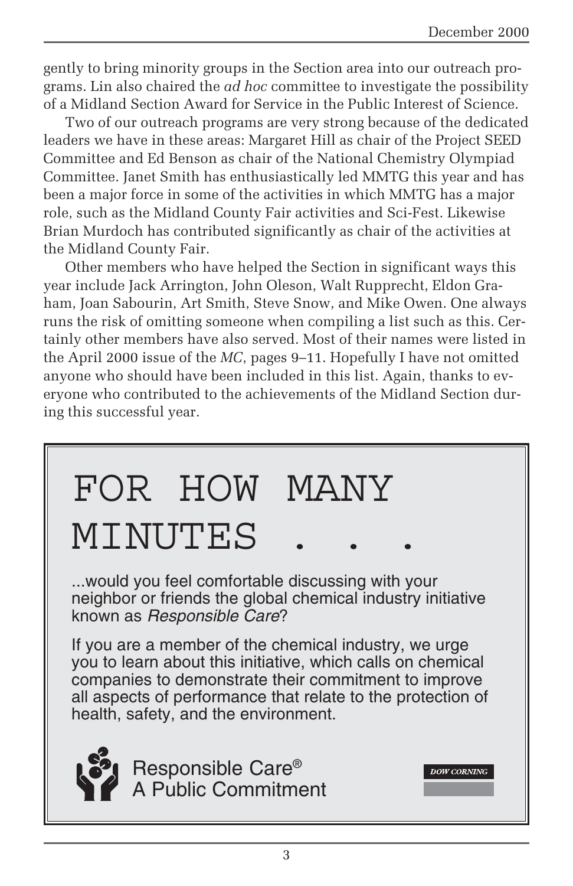gently to bring minority groups in the Section area into our outreach programs. Lin also chaired the *ad hoc* committee to investigate the possibility of a Midland Section Award for Service in the Public Interest of Science.

Two of our outreach programs are very strong because of the dedicated leaders we have in these areas: Margaret Hill as chair of the Project SEED Committee and Ed Benson as chair of the National Chemistry Olympiad Committee. Janet Smith has enthusiastically led MMTG this year and has been a major force in some of the activities in which MMTG has a major role, such as the Midland County Fair activities and Sci-Fest. Likewise Brian Murdoch has contributed significantly as chair of the activities at the Midland County Fair.

Other members who have helped the Section in significant ways this year include Jack Arrington, John Oleson, Walt Rupprecht, Eldon Graham, Joan Sabourin, Art Smith, Steve Snow, and Mike Owen. One always runs the risk of omitting someone when compiling a list such as this. Certainly other members have also served. Most of their names were listed in the April 2000 issue of the *MC*, pages 9–11. Hopefully I have not omitted anyone who should have been included in this list. Again, thanks to everyone who contributed to the achievements of the Midland Section during this successful year.

# FOR HOW MANY MINUTES . . .

...would you feel comfortable discussing with your neighbor or friends the global chemical industry initiative known as *Responsible Care*?

If you are a member of the chemical industry, we urge you to learn about this initiative, which calls on chemical companies to demonstrate their commitment to improve all aspects of performance that relate to the protection of health, safety, and the environment.

Responsible Care®
A Public Commitment

DOW CORNING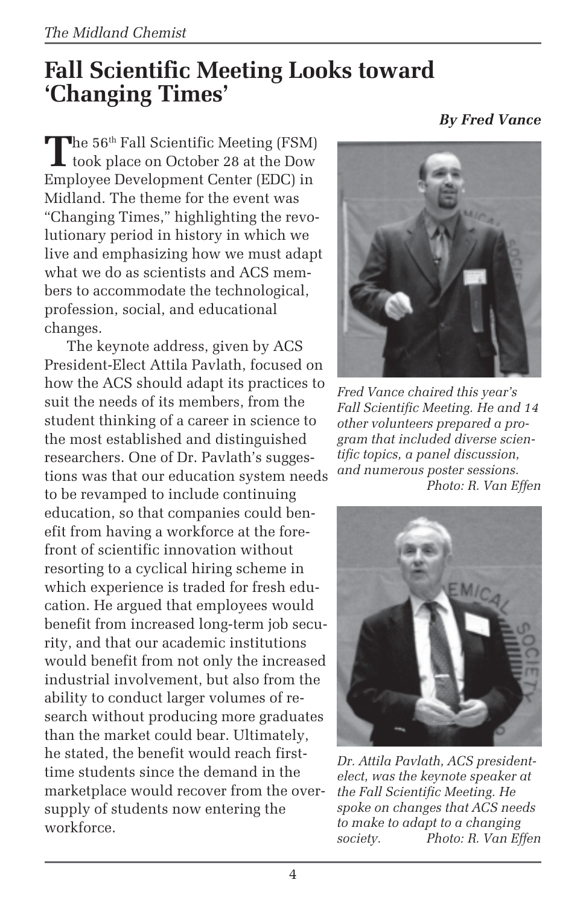# Fall Scientific Meeting Looks toward 'Changing Times'

***By Fred Vance***

The 56th Fall Scientific Meeting (FSM) took place on October 28 at the Dow Employee Development Center (EDC) in Midland. The theme for the event was "Changing Times," highlighting the revolutionary period in history in which we live and emphasizing how we must adapt what we do as scientists and ACS members to accommodate the technological, profession, social, and educational changes.

The keynote address, given by ACS President-Elect Attila Pavlath, focused on how the ACS should adapt its practices to suit the needs of its members, from the student thinking of a career in science to the most established and distinguished researchers. One of Dr. Pavlath's suggestions was that our education system needs to be revamped to include continuing education, so that companies could benefit from having a workforce at the forefront of scientific innovation without resorting to a cyclical hiring scheme in which experience is traded for fresh education. He argued that employees would benefit from increased long-term job security, and that our academic institutions would benefit from not only the increased industrial involvement, but also from the ability to conduct larger volumes of research without producing more graduates than the market could bear. Ultimately, he stated, the benefit would reach first-time students since the demand in the marketplace would recover from the oversupply of students now entering the workforce.

*Fred Vance chaired this year's Fall Scientific Meeting. He and 14 other volunteers prepared a program that included diverse scientific topics, a panel discussion, and numerous poster sessions.* *Photo: R. Van Effen*

*Dr. Attila Pavlath, ACS president-elect, was the keynote speaker at the Fall Scientific Meeting. He spoke on changes that ACS needs to make to adapt to a changing society.* *Photo: R. Van Effen*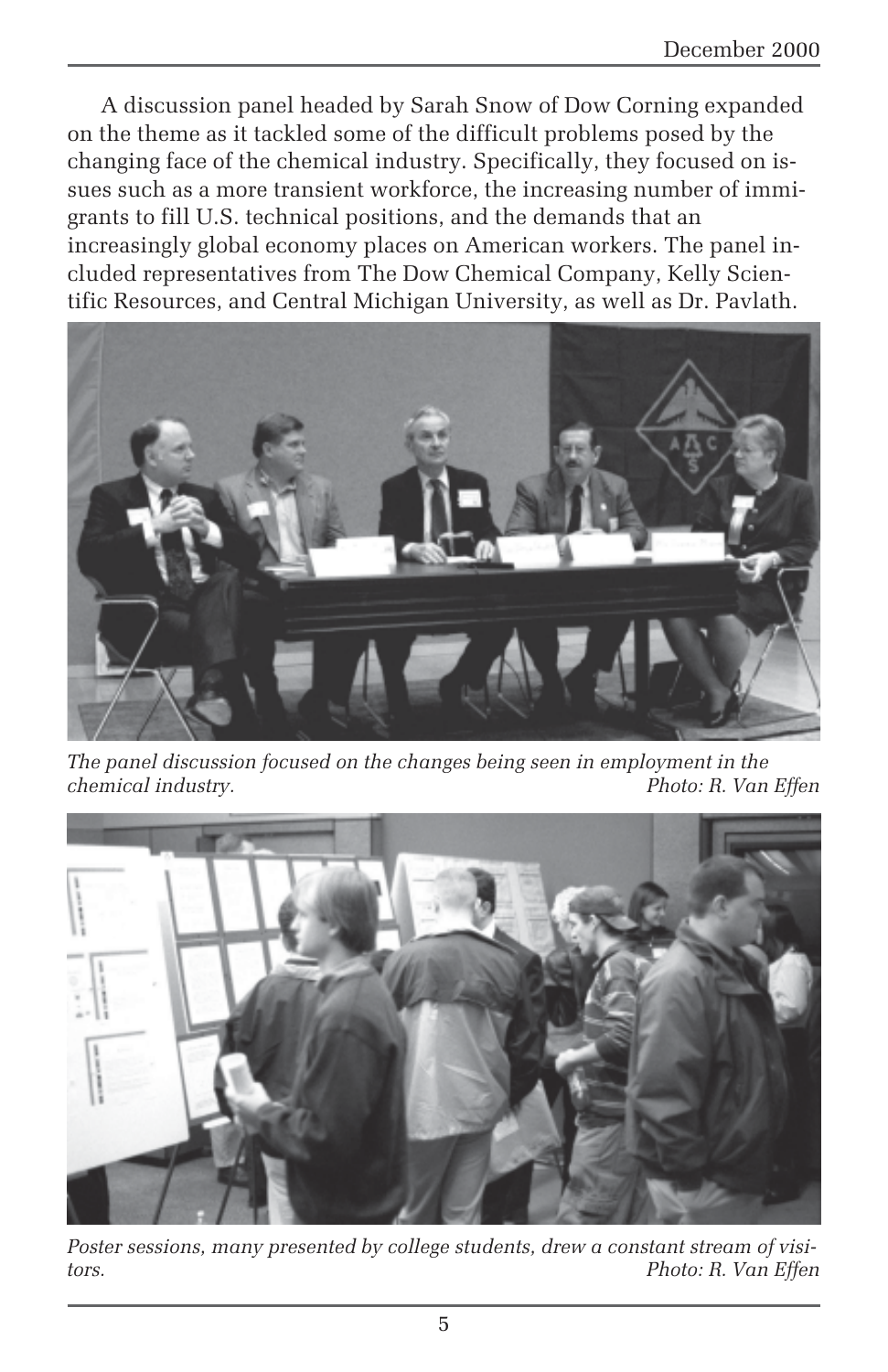A discussion panel headed by Sarah Snow of Dow Corning expanded on the theme as it tackled some of the difficult problems posed by the changing face of the chemical industry. Specifically, they focused on issues such as a more transient workforce, the increasing number of immigrants to fill U.S. technical positions, and the demands that an increasingly global economy places on American workers. The panel included representatives from The Dow Chemical Company, Kelly Scientific Resources, and Central Michigan University, as well as Dr. Pavlath.

*The panel discussion focused on the changes being seen in employment in the chemical industry.* *Photo: R. Van Effen*

*Poster sessions, many presented by college students, drew a constant stream of visitors.* *Photo: R. Van Effen*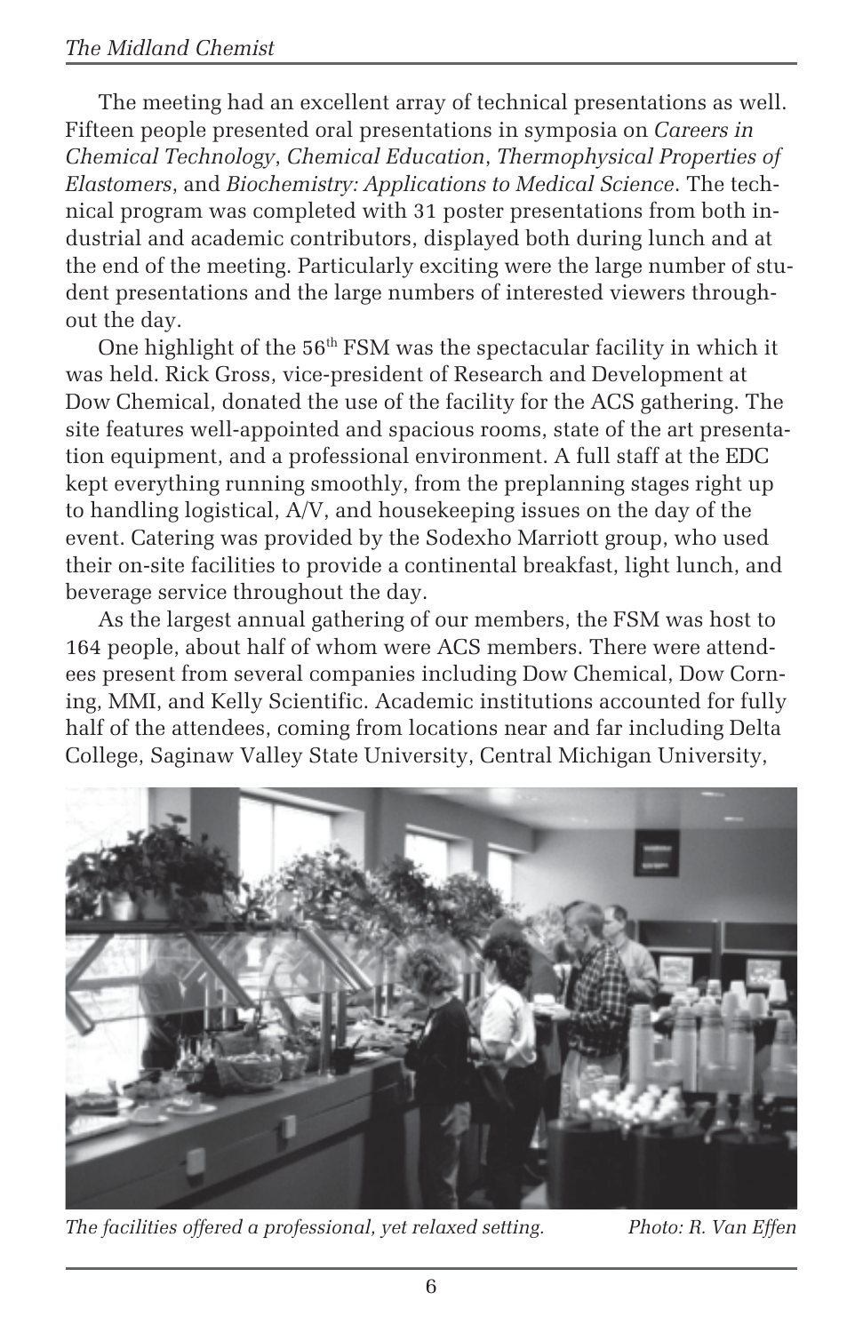The meeting had an excellent array of technical presentations as well. Fifteen people presented oral presentations in symposia on *Careers in Chemical Technology*, *Chemical Education*, *Thermophysical Properties of Elastomers*, and *Biochemistry: Applications to Medical Science*. The technical program was completed with 31 poster presentations from both industrial and academic contributors, displayed both during lunch and at the end of the meeting. Particularly exciting were the large number of student presentations and the large numbers of interested viewers throughout the day.

One highlight of the 56th FSM was the spectacular facility in which it was held. Rick Gross, vice-president of Research and Development at Dow Chemical, donated the use of the facility for the ACS gathering. The site features well-appointed and spacious rooms, state of the art presentation equipment, and a professional environment. A full staff at the EDC kept everything running smoothly, from the preplanning stages right up to handling logistical, A/V, and housekeeping issues on the day of the event. Catering was provided by the Sodexho Marriott group, who used their on-site facilities to provide a continental breakfast, light lunch, and beverage service throughout the day.

As the largest annual gathering of our members, the FSM was host to 164 people, about half of whom were ACS members. There were attendees present from several companies including Dow Chemical, Dow Corning, MMI, and Kelly Scientific. Academic institutions accounted for fully half of the attendees, coming from locations near and far including Delta College, Saginaw Valley State University, Central Michigan University,

*The facilities offered a professional, yet relaxed setting.* *Photo: R. Van Effen*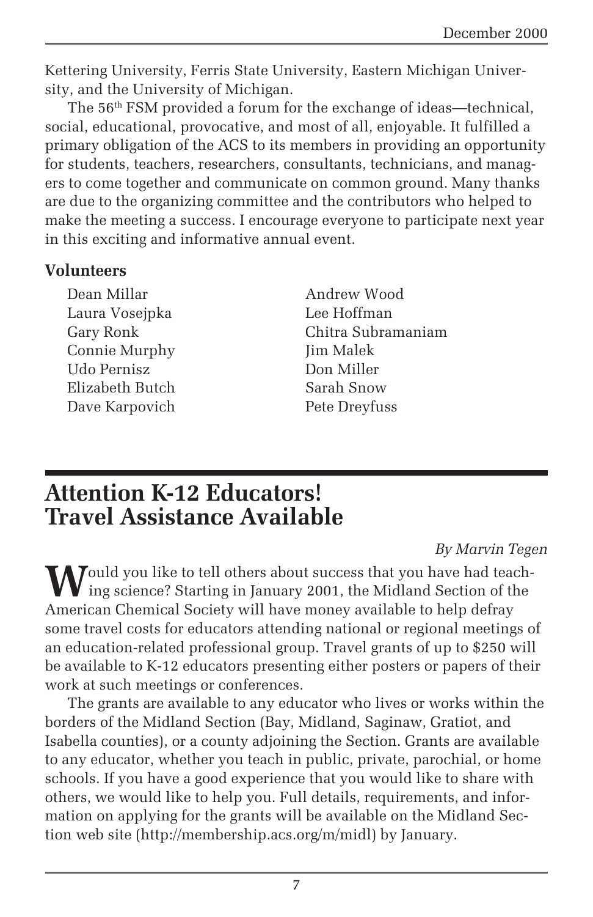Kettering University, Ferris State University, Eastern Michigan University, and the University of Michigan.

The 56th FSM provided a forum for the exchange of ideas—technical, social, educational, provocative, and most of all, enjoyable. It fulfilled a primary obligation of the ACS to its members in providing an opportunity for students, teachers, researchers, consultants, technicians, and managers to come together and communicate on common ground. Many thanks are due to the organizing committee and the contributors who helped to make the meeting a success. I encourage everyone to participate next year in this exciting and informative annual event.

**Volunteers**

Dean Millar
Laura Vosejpka
Gary Ronk
Connie Murphy
Udo Pernisz
Elizabeth Butch
Dave Karpovich
Andrew Wood
Lee Hoffman
Chitra Subramaniam
Jim Malek
Don Miller
Sarah Snow
Pete Dreyfuss

# Attention K-12 Educators! Travel Assistance Available

*By Marvin Tegen*

Would you like to tell others about success that you have had teaching science? Starting in January 2001, the Midland Section of the American Chemical Society will have money available to help defray some travel costs for educators attending national or regional meetings of an education-related professional group. Travel grants of up to $250 will be available to K-12 educators presenting either posters or papers of their work at such meetings or conferences.

The grants are available to any educator who lives or works within the borders of the Midland Section (Bay, Midland, Saginaw, Gratiot, and Isabella counties), or a county adjoining the Section. Grants are available to any educator, whether you teach in public, private, parochial, or home schools. If you have a good experience that you would like to share with others, we would like to help you. Full details, requirements, and information on applying for the grants will be available on the Midland Section web site (http://membership.acs.org/m/midl) by January.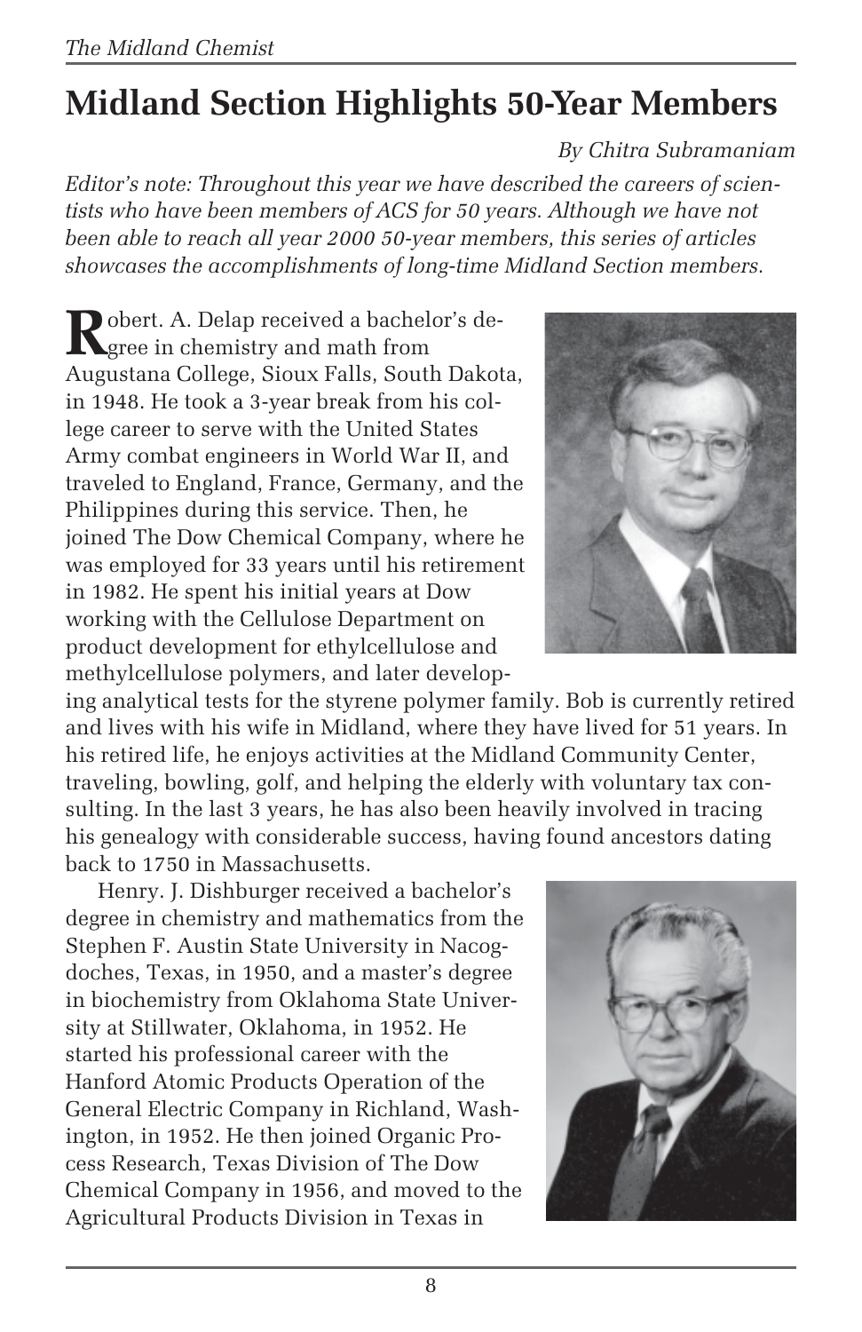# Midland Section Highlights 50-Year Members

*By Chitra Subramaniam*

*Editor's note: Throughout this year we have described the careers of scientists who have been members of ACS for 50 years. Although we have not been able to reach all year 2000 50-year members, this series of articles showcases the accomplishments of long-time Midland Section members.*

Robert. A. Delap received a bachelor's degree in chemistry and math from Augustana College, Sioux Falls, South Dakota, in 1948. He took a 3-year break from his college career to serve with the United States Army combat engineers in World War II, and traveled to England, France, Germany, and the Philippines during this service. Then, he joined The Dow Chemical Company, where he was employed for 33 years until his retirement in 1982. He spent his initial years at Dow working with the Cellulose Department on product development for ethylcellulose and methylcellulose polymers, and later developing analytical tests for the styrene polymer family. Bob is currently retired and lives with his wife in Midland, where they have lived for 51 years. In his retired life, he enjoys activities at the Midland Community Center, traveling, bowling, golf, and helping the elderly with voluntary tax consulting. In the last 3 years, he has also been heavily involved in tracing his genealogy with considerable success, having found ancestors dating back to 1750 in Massachusetts.

Henry. J. Dishburger received a bachelor's degree in chemistry and mathematics from the Stephen F. Austin State University in Nacogdoches, Texas, in 1950, and a master's degree in biochemistry from Oklahoma State University at Stillwater, Oklahoma, in 1952. He started his professional career with the Hanford Atomic Products Operation of the General Electric Company in Richland, Washington, in 1952. He then joined Organic Process Research, Texas Division of The Dow Chemical Company in 1956, and moved to the Agricultural Products Division in Texas in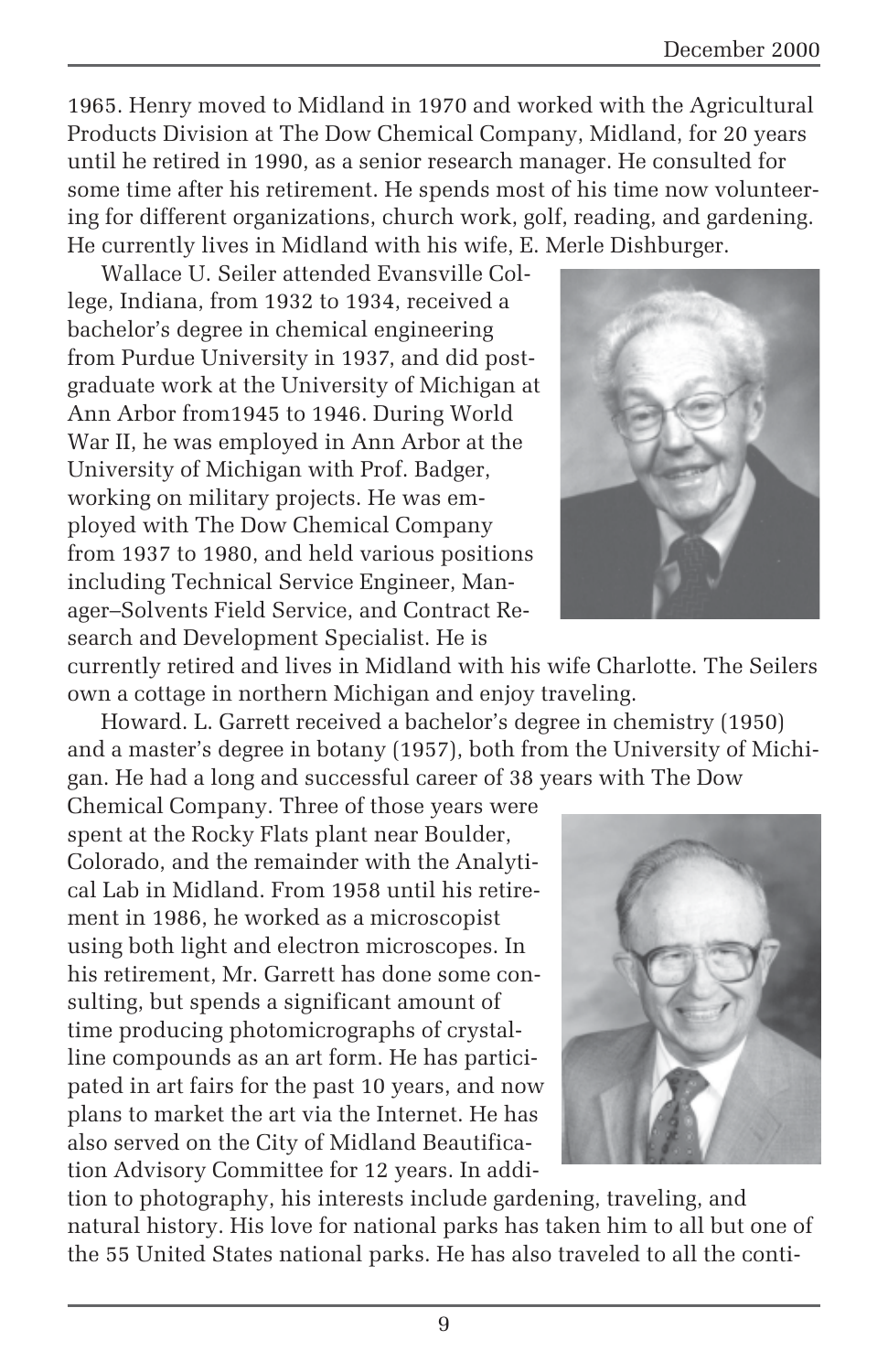1965. Henry moved to Midland in 1970 and worked with the Agricultural Products Division at The Dow Chemical Company, Midland, for 20 years until he retired in 1990, as a senior research manager. He consulted for some time after his retirement. He spends most of his time now volunteering for different organizations, church work, golf, reading, and gardening. He currently lives in Midland with his wife, E. Merle Dishburger.

Wallace U. Seiler attended Evansville College, Indiana, from 1932 to 1934, received a bachelor's degree in chemical engineering from Purdue University in 1937, and did postgraduate work at the University of Michigan at Ann Arbor from1945 to 1946. During World War II, he was employed in Ann Arbor at the University of Michigan with Prof. Badger, working on military projects. He was employed with The Dow Chemical Company from 1937 to 1980, and held various positions including Technical Service Engineer, Manager–Solvents Field Service, and Contract Research and Development Specialist. He is currently retired and lives in Midland with his wife Charlotte. The Seilers own a cottage in northern Michigan and enjoy traveling.

Howard. L. Garrett received a bachelor's degree in chemistry (1950) and a master's degree in botany (1957), both from the University of Michigan. He had a long and successful career of 38 years with The Dow Chemical Company. Three of those years were spent at the Rocky Flats plant near Boulder, Colorado, and the remainder with the Analytical Lab in Midland. From 1958 until his retirement in 1986, he worked as a microscopist using both light and electron microscopes. In his retirement, Mr. Garrett has done some consulting, but spends a significant amount of time producing photomicrographs of crystalline compounds as an art form. He has participated in art fairs for the past 10 years, and now plans to market the art via the Internet. He has also served on the City of Midland Beautification Advisory Committee for 12 years. In addition to photography, his interests include gardening, traveling, and natural history. His love for national parks has taken him to all but one of the 55 United States national parks. He has also traveled to all the conti-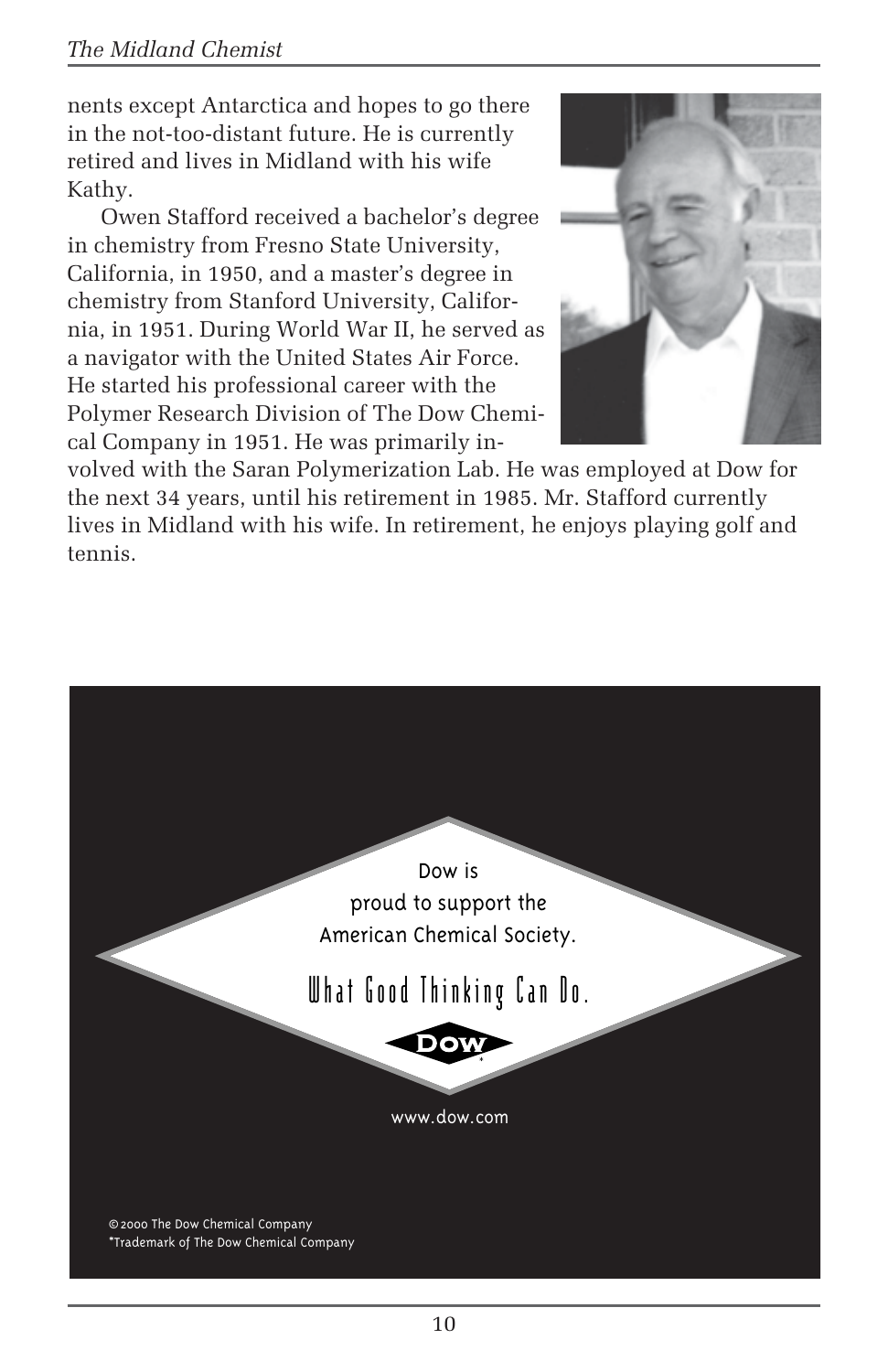nents except Antarctica and hopes to go there in the not-too-distant future. He is currently retired and lives in Midland with his wife Kathy.

Owen Stafford received a bachelor's degree in chemistry from Fresno State University, California, in 1950, and a master's degree in chemistry from Stanford University, California, in 1951. During World War II, he served as a navigator with the United States Air Force. He started his professional career with the Polymer Research Division of The Dow Chemical Company in 1951. He was primarily involved with the Saran Polymerization Lab. He was employed at Dow for the next 34 years, until his retirement in 1985. Mr. Stafford currently lives in Midland with his wife. In retirement, he enjoys playing golf and tennis.

Dow is proud to support the American Chemical Society.

What Good Thinking Can Do.

DOW*

www.dow.com

©2000 The Dow Chemical Company
*Trademark of The Dow Chemical Company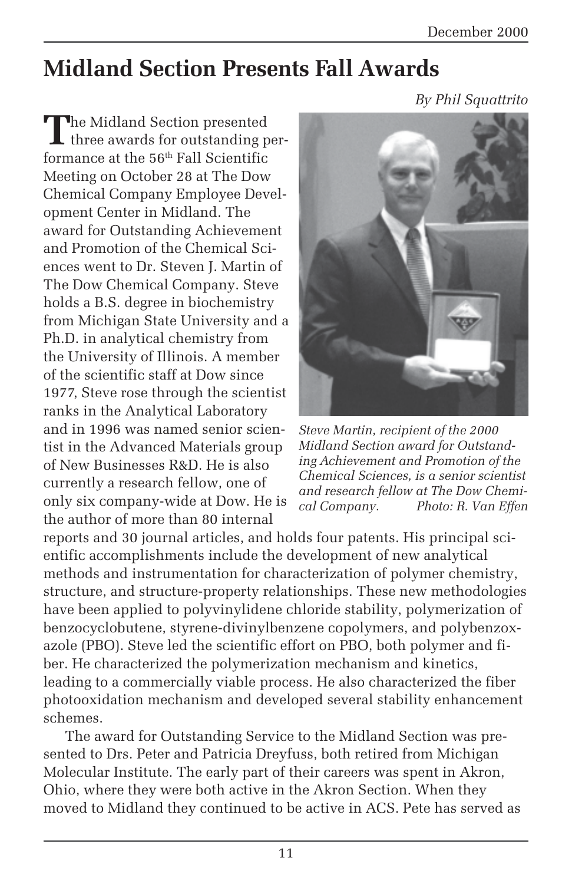# Midland Section Presents Fall Awards

*By Phil Squattrito*

The Midland Section presented three awards for outstanding performance at the 56th Fall Scientific Meeting on October 28 at The Dow Chemical Company Employee Development Center in Midland. The award for Outstanding Achievement and Promotion of the Chemical Sciences went to Dr. Steven J. Martin of The Dow Chemical Company. Steve holds a B.S. degree in biochemistry from Michigan State University and a Ph.D. in analytical chemistry from the University of Illinois. A member of the scientific staff at Dow since 1977, Steve rose through the scientist ranks in the Analytical Laboratory and in 1996 was named senior scientist in the Advanced Materials group of New Businesses R&D. He is also currently a research fellow, one of only six company-wide at Dow. He is the author of more than 80 internal reports and 30 journal articles, and holds four patents. His principal scientific accomplishments include the development of new analytical methods and instrumentation for characterization of polymer chemistry, structure, and structure-property relationships. These new methodologies have been applied to polyvinylidene chloride stability, polymerization of benzocyclobutene, styrene-divinylbenzene copolymers, and polybenzoxazole (PBO). Steve led the scientific effort on PBO, both polymer and fiber. He characterized the polymerization mechanism and kinetics, leading to a commercially viable process. He also characterized the fiber photooxidation mechanism and developed several stability enhancement schemes.

*Steve Martin, recipient of the 2000 Midland Section award for Outstanding Achievement and Promotion of the Chemical Sciences, is a senior scientist and research fellow at The Dow Chemical Company. Photo: R. Van Effen*

The award for Outstanding Service to the Midland Section was presented to Drs. Peter and Patricia Dreyfuss, both retired from Michigan Molecular Institute. The early part of their careers was spent in Akron, Ohio, where they were both active in the Akron Section. When they moved to Midland they continued to be active in ACS. Pete has served as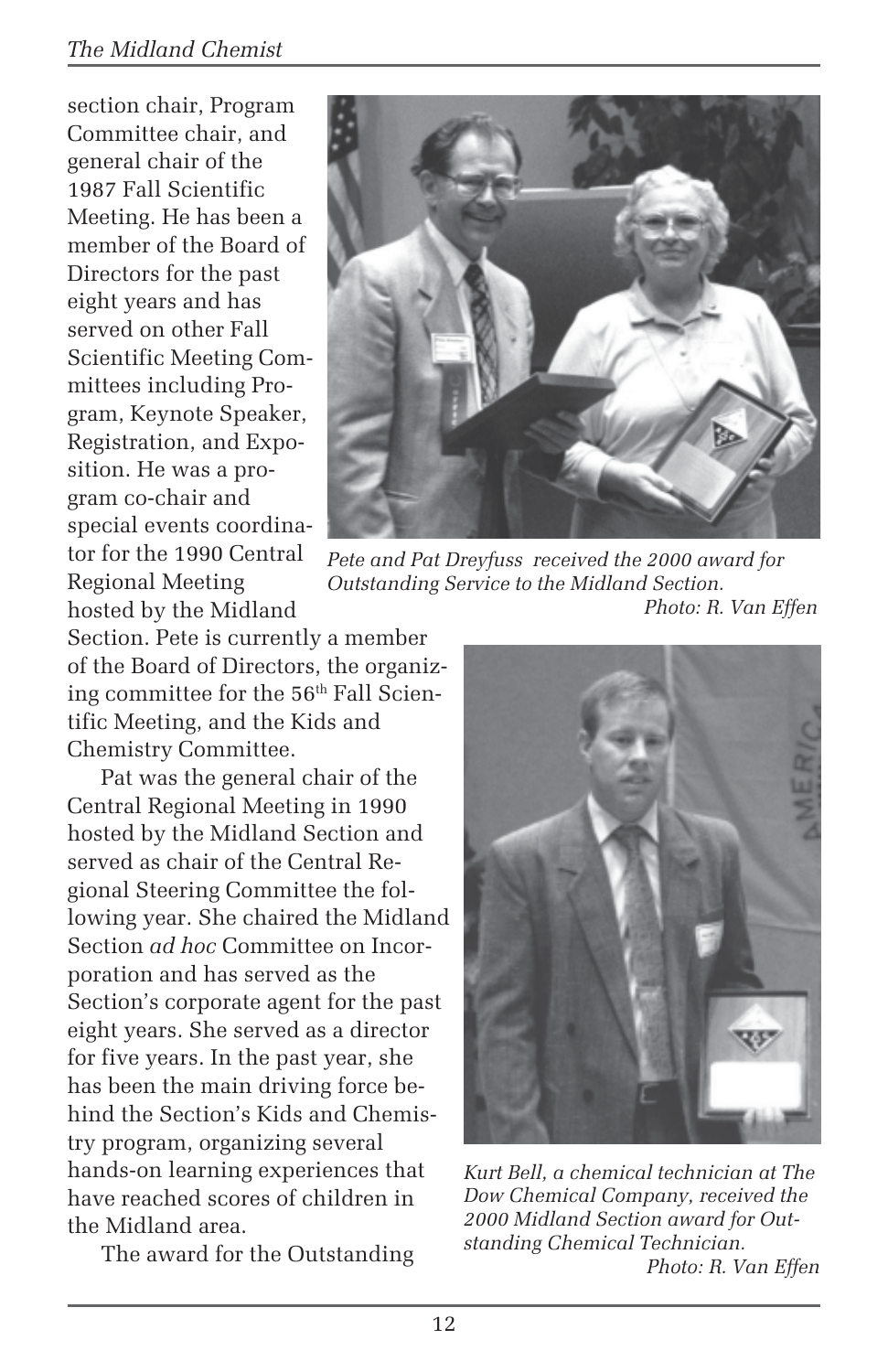section chair, Program Committee chair, and general chair of the 1987 Fall Scientific Meeting. He has been a member of the Board of Directors for the past eight years and has served on other Fall Scientific Meeting Committees including Program, Keynote Speaker, Registration, and Exposition. He was a program co-chair and special events coordinator for the 1990 Central Regional Meeting hosted by the Midland Section. Pete is currently a member of the Board of Directors, the organizing committee for the 56th Fall Scientific Meeting, and the Kids and Chemistry Committee.

*Pete and Pat Dreyfuss received the 2000 award for Outstanding Service to the Midland Section.*
*Photo: R. Van Effen*

Pat was the general chair of the Central Regional Meeting in 1990 hosted by the Midland Section and served as chair of the Central Regional Steering Committee the following year. She chaired the Midland Section *ad hoc* Committee on Incorporation and has served as the Section's corporate agent for the past eight years. She served as a director for five years. In the past year, she has been the main driving force behind the Section's Kids and Chemistry program, organizing several hands-on learning experiences that have reached scores of children in the Midland area.

*Kurt Bell, a chemical technician at The Dow Chemical Company, received the 2000 Midland Section award for Outstanding Chemical Technician.*
*Photo: R. Van Effen*

The award for the Outstanding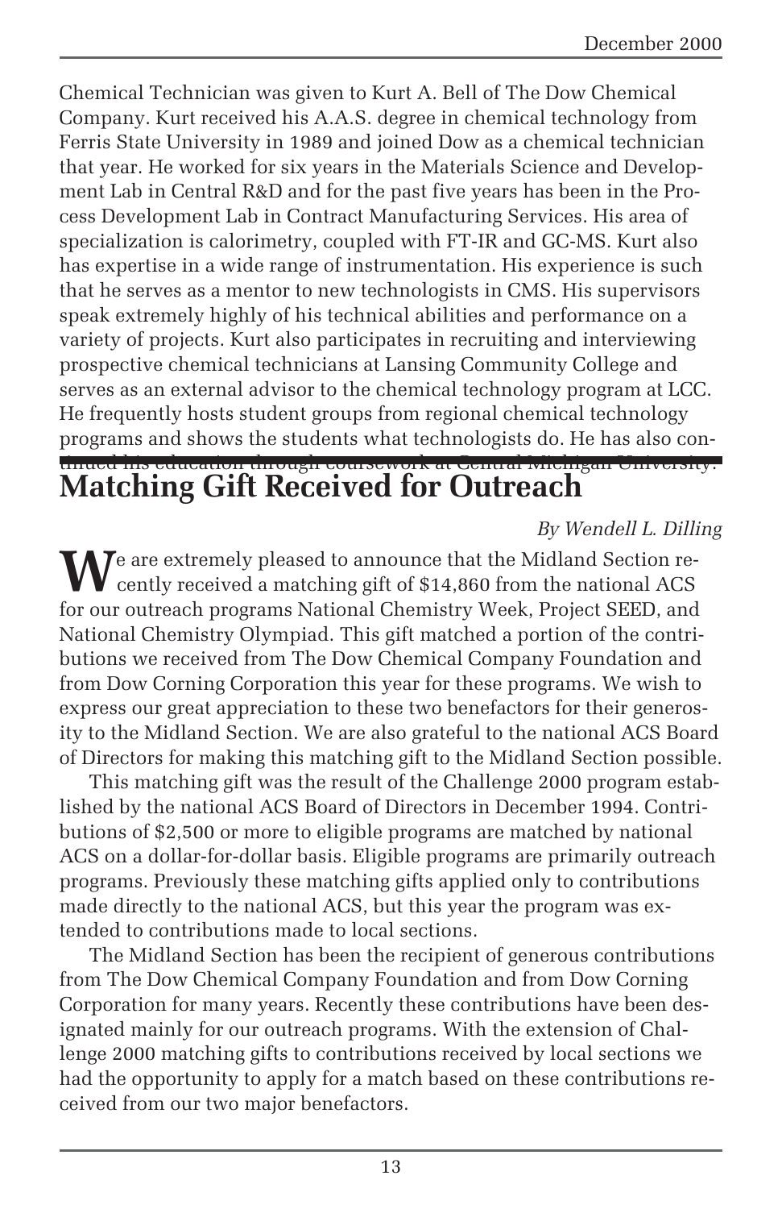Chemical Technician was given to Kurt A. Bell of The Dow Chemical Company. Kurt received his A.A.S. degree in chemical technology from Ferris State University in 1989 and joined Dow as a chemical technician that year. He worked for six years in the Materials Science and Development Lab in Central R&D and for the past five years has been in the Process Development Lab in Contract Manufacturing Services. His area of specialization is calorimetry, coupled with FT-IR and GC-MS. Kurt also has expertise in a wide range of instrumentation. His experience is such that he serves as a mentor to new technologists in CMS. His supervisors speak extremely highly of his technical abilities and performance on a variety of projects. Kurt also participates in recruiting and interviewing prospective chemical technicians at Lansing Community College and serves as an external advisor to the chemical technology program at LCC. He frequently hosts student groups from regional chemical technology programs and shows the students what technologists do. He has also continued his education through coursework at Central Michigan University.

## Matching Gift Received for Outreach

*By Wendell L. Dilling*

We are extremely pleased to announce that the Midland Section recently received a matching gift of $14,860 from the national ACS for our outreach programs National Chemistry Week, Project SEED, and National Chemistry Olympiad. This gift matched a portion of the contributions we received from The Dow Chemical Company Foundation and from Dow Corning Corporation this year for these programs. We wish to express our great appreciation to these two benefactors for their generosity to the Midland Section. We are also grateful to the national ACS Board of Directors for making this matching gift to the Midland Section possible.

This matching gift was the result of the Challenge 2000 program established by the national ACS Board of Directors in December 1994. Contributions of $2,500 or more to eligible programs are matched by national ACS on a dollar-for-dollar basis. Eligible programs are primarily outreach programs. Previously these matching gifts applied only to contributions made directly to the national ACS, but this year the program was extended to contributions made to local sections.

The Midland Section has been the recipient of generous contributions from The Dow Chemical Company Foundation and from Dow Corning Corporation for many years. Recently these contributions have been designated mainly for our outreach programs. With the extension of Challenge 2000 matching gifts to contributions received by local sections we had the opportunity to apply for a match based on these contributions received from our two major benefactors.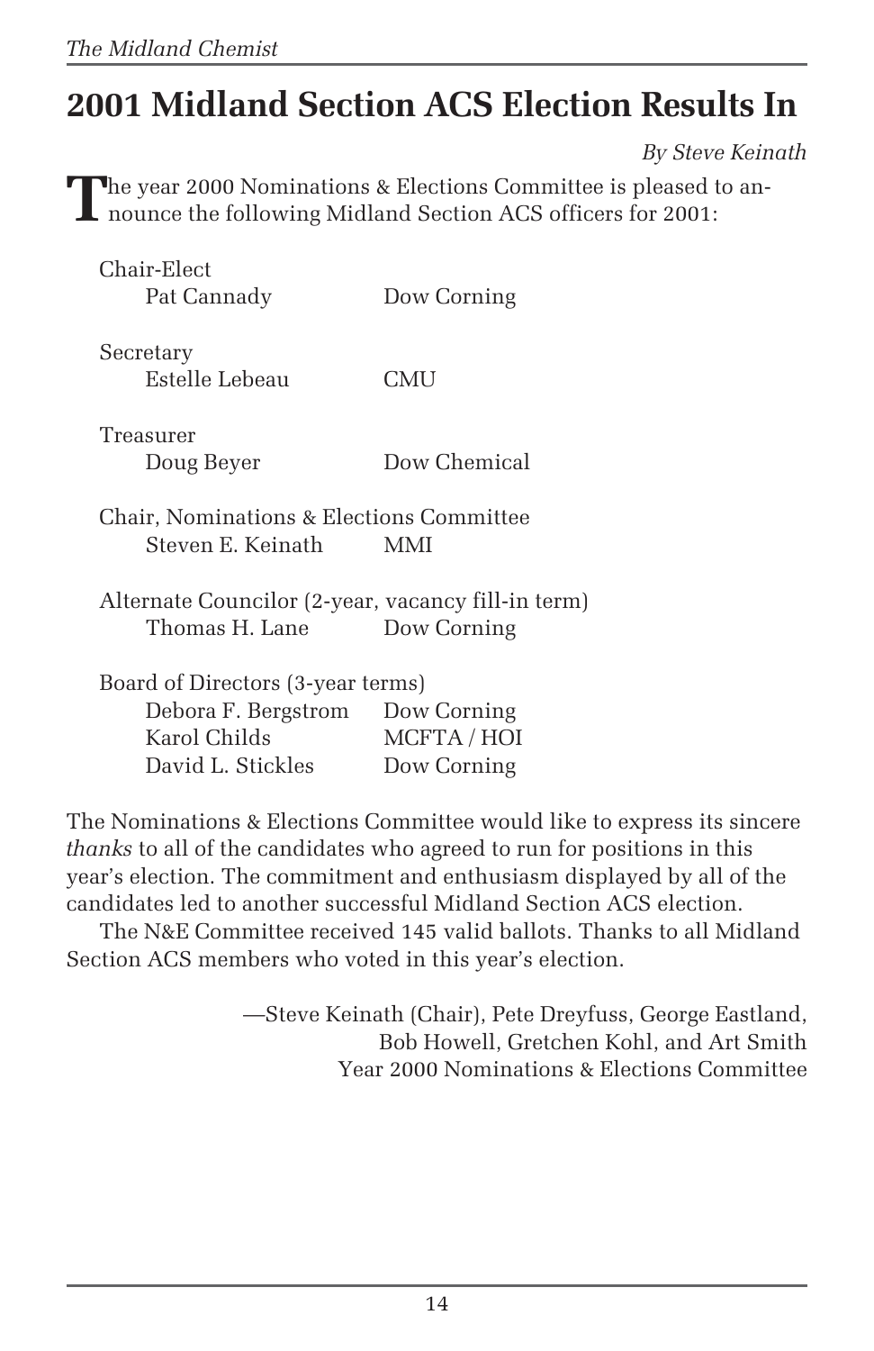# 2001 Midland Section ACS Election Results In

*By Steve Keinath*

The year 2000 Nominations & Elections Committee is pleased to announce the following Midland Section ACS officers for 2001:

Chair-Elect
- Pat Cannady — Dow Corning

Secretary
- Estelle Lebeau — CMU

Treasurer
- Doug Beyer — Dow Chemical

Chair, Nominations & Elections Committee
- Steven E. Keinath — MMI

Alternate Councilor (2-year, vacancy fill-in term)
- Thomas H. Lane — Dow Corning

Board of Directors (3-year terms)
- Debora F. Bergstrom — Dow Corning
- Karol Childs — MCFTA / HOI
- David L. Stickles — Dow Corning

The Nominations & Elections Committee would like to express its sincere *thanks* to all of the candidates who agreed to run for positions in this year's election. The commitment and enthusiasm displayed by all of the candidates led to another successful Midland Section ACS election.

The N&E Committee received 145 valid ballots. Thanks to all Midland Section ACS members who voted in this year's election.

—Steve Keinath (Chair), Pete Dreyfuss, George Eastland, Bob Howell, Gretchen Kohl, and Art Smith
Year 2000 Nominations & Elections Committee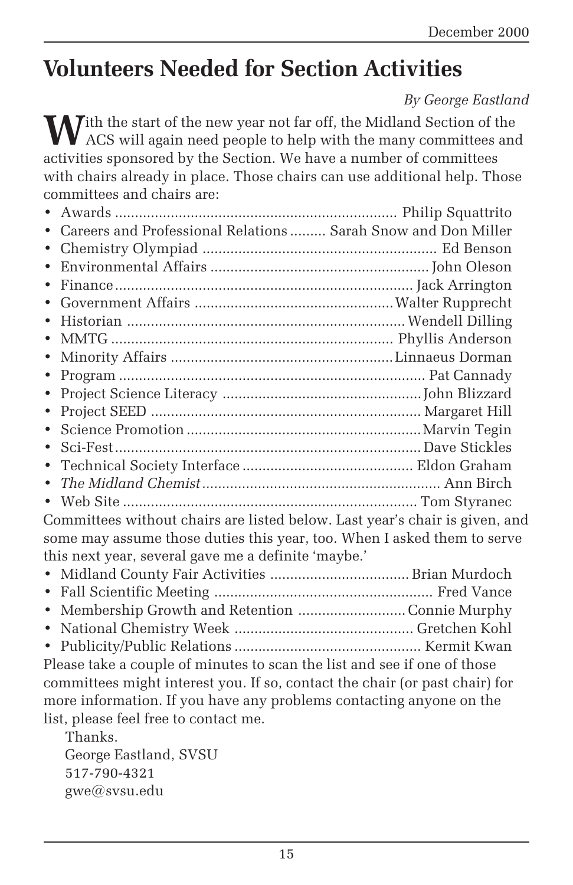# Volunteers Needed for Section Activities

*By George Eastland*

With the start of the new year not far off, the Midland Section of the ACS will again need people to help with the many committees and activities sponsored by the Section. We have a number of committees with chairs already in place. Those chairs can use additional help. Those committees and chairs are:

- Awards .......... Philip Squattrito
- Careers and Professional Relations .......... Sarah Snow and Don Miller
- Chemistry Olympiad .......... Ed Benson
- Environmental Affairs .......... John Oleson
- Finance .......... Jack Arrington
- Government Affairs .......... Walter Rupprecht
- Historian .......... Wendell Dilling
- MMTG .......... Phyllis Anderson
- Minority Affairs .......... Linnaeus Dorman
- Program .......... Pat Cannady
- Project Science Literacy .......... John Blizzard
- Project SEED .......... Margaret Hill
- Science Promotion .......... Marvin Tegin
- Sci-Fest .......... Dave Stickles
- Technical Society Interface .......... Eldon Graham
- *The Midland Chemist* .......... Ann Birch
- Web Site .......... Tom Styranec

Committees without chairs are listed below. Last year's chair is given, and some may assume those duties this year, too. When I asked them to serve this next year, several gave me a definite 'maybe.'

- Midland County Fair Activities .......... Brian Murdoch
- Fall Scientific Meeting .......... Fred Vance
- Membership Growth and Retention .......... Connie Murphy
- National Chemistry Week .......... Gretchen Kohl
- Publicity/Public Relations .......... Kermit Kwan

Please take a couple of minutes to scan the list and see if one of those committees might interest you. If so, contact the chair (or past chair) for more information. If you have any problems contacting anyone on the list, please feel free to contact me.

Thanks.
George Eastland, SVSU
517-790-4321
gwe@svsu.edu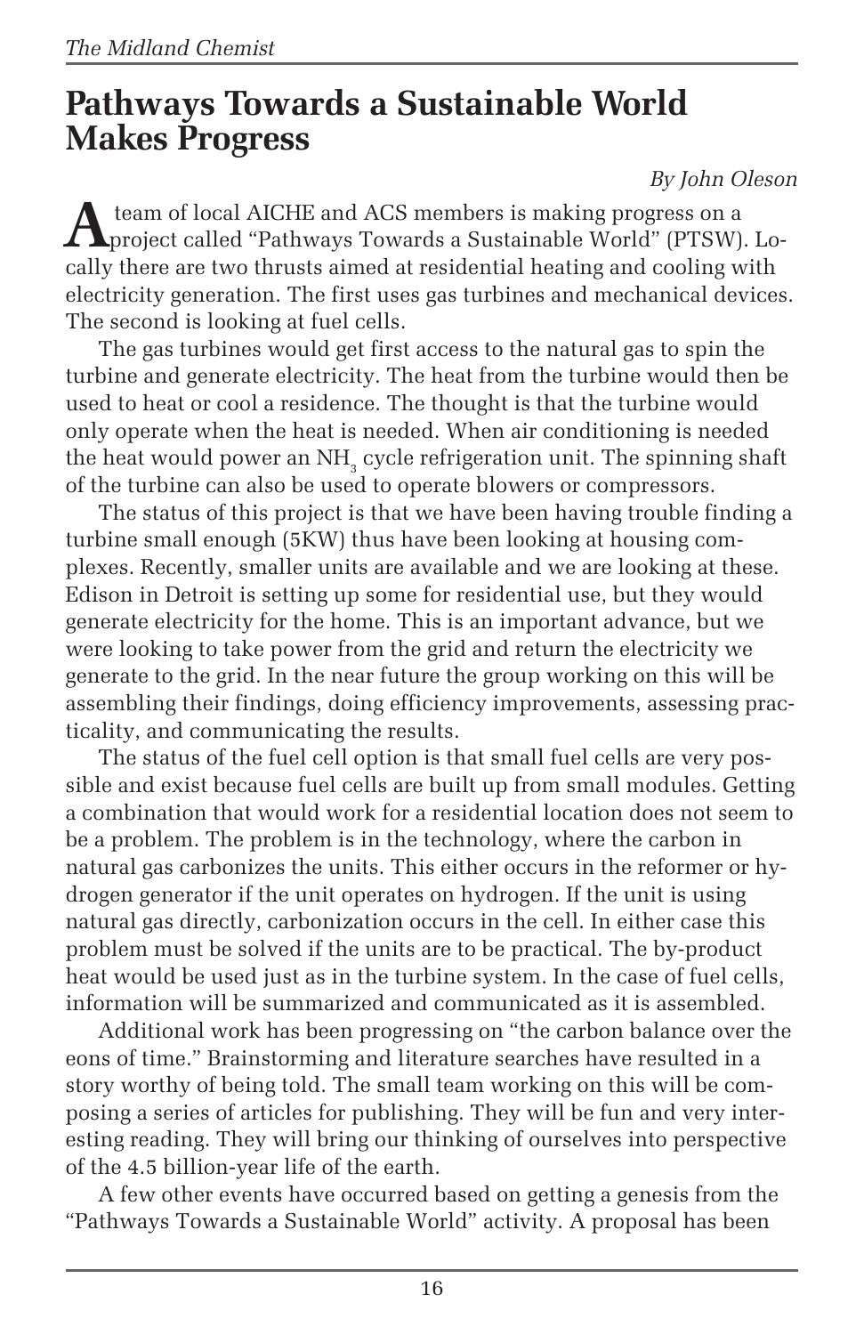# Pathways Towards a Sustainable World Makes Progress

*By John Oleson*

A team of local AICHE and ACS members is making progress on a project called "Pathways Towards a Sustainable World" (PTSW). Locally there are two thrusts aimed at residential heating and cooling with electricity generation. The first uses gas turbines and mechanical devices. The second is looking at fuel cells.

The gas turbines would get first access to the natural gas to spin the turbine and generate electricity. The heat from the turbine would then be used to heat or cool a residence. The thought is that the turbine would only operate when the heat is needed. When air conditioning is needed the heat would power an $NH_3$ cycle refrigeration unit. The spinning shaft of the turbine can also be used to operate blowers or compressors.

The status of this project is that we have been having trouble finding a turbine small enough (5KW) thus have been looking at housing complexes. Recently, smaller units are available and we are looking at these. Edison in Detroit is setting up some for residential use, but they would generate electricity for the home. This is an important advance, but we were looking to take power from the grid and return the electricity we generate to the grid. In the near future the group working on this will be assembling their findings, doing efficiency improvements, assessing practicality, and communicating the results.

The status of the fuel cell option is that small fuel cells are very possible and exist because fuel cells are built up from small modules. Getting a combination that would work for a residential location does not seem to be a problem. The problem is in the technology, where the carbon in natural gas carbonizes the units. This either occurs in the reformer or hydrogen generator if the unit operates on hydrogen. If the unit is using natural gas directly, carbonization occurs in the cell. In either case this problem must be solved if the units are to be practical. The by-product heat would be used just as in the turbine system. In the case of fuel cells, information will be summarized and communicated as it is assembled.

Additional work has been progressing on "the carbon balance over the eons of time." Brainstorming and literature searches have resulted in a story worthy of being told. The small team working on this will be composing a series of articles for publishing. They will be fun and very interesting reading. They will bring our thinking of ourselves into perspective of the 4.5 billion-year life of the earth.

A few other events have occurred based on getting a genesis from the "Pathways Towards a Sustainable World" activity. A proposal has been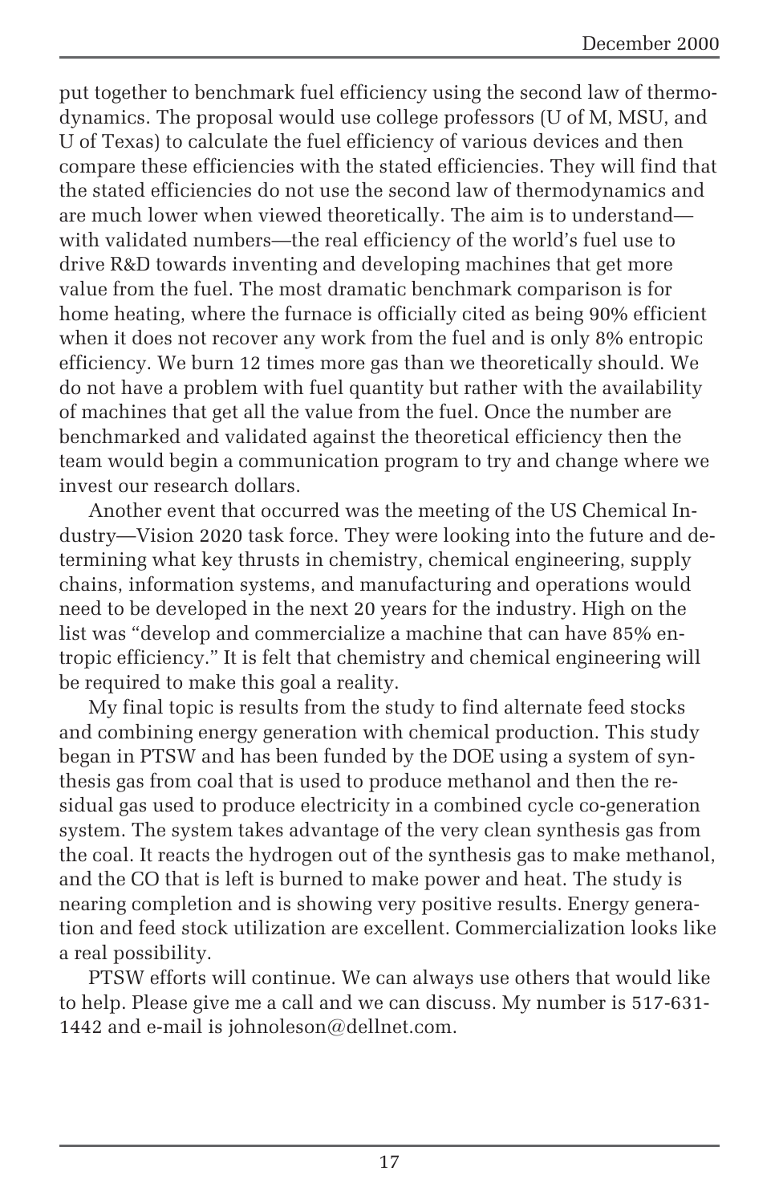put together to benchmark fuel efficiency using the second law of thermodynamics. The proposal would use college professors (U of M, MSU, and U of Texas) to calculate the fuel efficiency of various devices and then compare these efficiencies with the stated efficiencies. They will find that the stated efficiencies do not use the second law of thermodynamics and are much lower when viewed theoretically. The aim is to understand—with validated numbers—the real efficiency of the world's fuel use to drive R&D towards inventing and developing machines that get more value from the fuel. The most dramatic benchmark comparison is for home heating, where the furnace is officially cited as being 90% efficient when it does not recover any work from the fuel and is only 8% entropic efficiency. We burn 12 times more gas than we theoretically should. We do not have a problem with fuel quantity but rather with the availability of machines that get all the value from the fuel. Once the number are benchmarked and validated against the theoretical efficiency then the team would begin a communication program to try and change where we invest our research dollars.

Another event that occurred was the meeting of the US Chemical Industry—Vision 2020 task force. They were looking into the future and determining what key thrusts in chemistry, chemical engineering, supply chains, information systems, and manufacturing and operations would need to be developed in the next 20 years for the industry. High on the list was "develop and commercialize a machine that can have 85% entropic efficiency." It is felt that chemistry and chemical engineering will be required to make this goal a reality.

My final topic is results from the study to find alternate feed stocks and combining energy generation with chemical production. This study began in PTSW and has been funded by the DOE using a system of synthesis gas from coal that is used to produce methanol and then the residual gas used to produce electricity in a combined cycle co-generation system. The system takes advantage of the very clean synthesis gas from the coal. It reacts the hydrogen out of the synthesis gas to make methanol, and the CO that is left is burned to make power and heat. The study is nearing completion and is showing very positive results. Energy generation and feed stock utilization are excellent. Commercialization looks like a real possibility.

PTSW efforts will continue. We can always use others that would like to help. Please give me a call and we can discuss. My number is 517-631-1442 and e-mail is johnoleson@dellnet.com.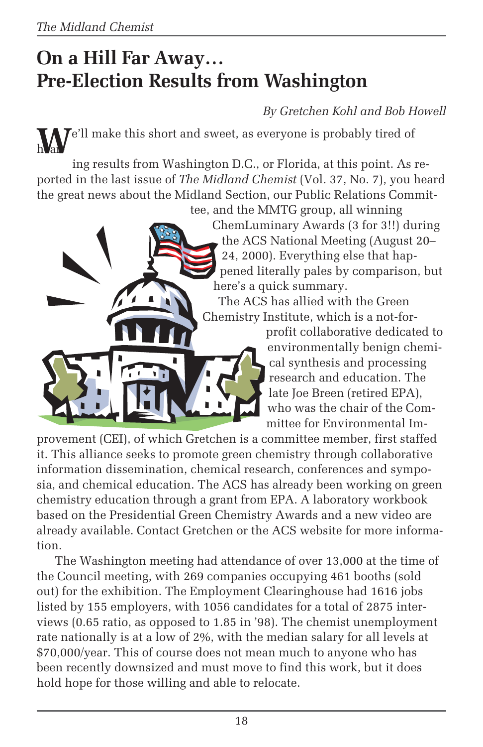# On a Hill Far Away… Pre-Election Results from Washington

*By Gretchen Kohl and Bob Howell*

We'll make this short and sweet, as everyone is probably tired of hearing results from Washington D.C., or Florida, at this point. As reported in the last issue of *The Midland Chemist* (Vol. 37, No. 7), you heard the great news about the Midland Section, our Public Relations Committee, and the MMTG group, all winning ChemLuminary Awards (3 for 3!!) during the ACS National Meeting (August 20–24, 2000). Everything else that happened literally pales by comparison, but here's a quick summary.

The ACS has allied with the Green Chemistry Institute, which is a not-for-profit collaborative dedicated to environmentally benign chemical synthesis and processing research and education. The late Joe Breen (retired EPA), who was the chair of the Committee for Environmental Improvement (CEI), of which Gretchen is a committee member, first staffed it. This alliance seeks to promote green chemistry through collaborative information dissemination, chemical research, conferences and symposia, and chemical education. The ACS has already been working on green chemistry education through a grant from EPA. A laboratory workbook based on the Presidential Green Chemistry Awards and a new video are already available. Contact Gretchen or the ACS website for more information.

The Washington meeting had attendance of over 13,000 at the time of the Council meeting, with 269 companies occupying 461 booths (sold out) for the exhibition. The Employment Clearinghouse had 1616 jobs listed by 155 employers, with 1056 candidates for a total of 2875 interviews (0.65 ratio, as opposed to 1.85 in '98). The chemist unemployment rate nationally is at a low of 2%, with the median salary for all levels at $70,000/year. This of course does not mean much to anyone who has been recently downsized and must move to find this work, but it does hold hope for those willing and able to relocate.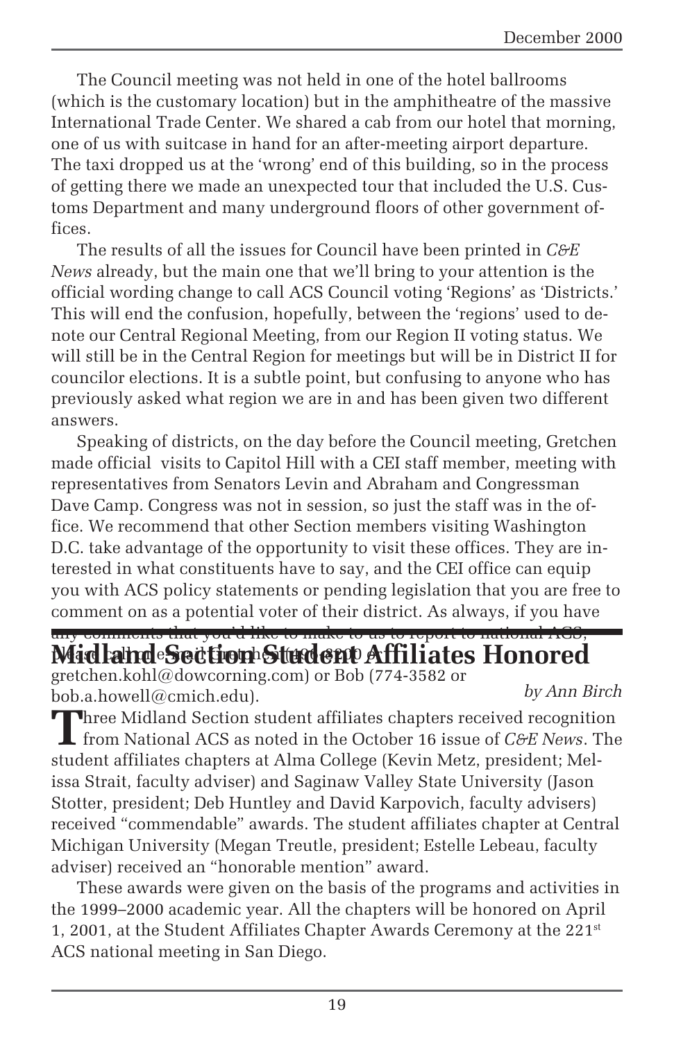The Council meeting was not held in one of the hotel ballrooms (which is the customary location) but in the amphitheatre of the massive International Trade Center. We shared a cab from our hotel that morning, one of us with suitcase in hand for an after-meeting airport departure. The taxi dropped us at the 'wrong' end of this building, so in the process of getting there we made an unexpected tour that included the U.S. Customs Department and many underground floors of other government offices.

The results of all the issues for Council have been printed in *C&E News* already, but the main one that we'll bring to your attention is the official wording change to call ACS Council voting 'Regions' as 'Districts.' This will end the confusion, hopefully, between the 'regions' used to denote our Central Regional Meeting, from our Region II voting status. We will still be in the Central Region for meetings but will be in District II for councilor elections. It is a subtle point, but confusing to anyone who has previously asked what region we are in and has been given two different answers.

Speaking of districts, on the day before the Council meeting, Gretchen made official visits to Capitol Hill with a CEI staff member, meeting with representatives from Senators Levin and Abraham and Congressman Dave Camp. Congress was not in session, so just the staff was in the office. We recommend that other Section members visiting Washington D.C. take advantage of the opportunity to visit these offices. They are interested in what constituents have to say, and the CEI office can equip you with ACS policy statements or pending legislation that you are free to comment on as a potential voter of their district. As always, if you have any comments that you'd like to make to us to report to national ACS, please call or e-mail Gretchen (496-8290 or gretchen.kohl@dowcorning.com) or Bob (774-3582 or bob.a.howell@cmich.edu).

# Midland Section Student Affiliates Honored

*by Ann Birch*

Three Midland Section student affiliates chapters received recognition from National ACS as noted in the October 16 issue of *C&E News*. The student affiliates chapters at Alma College (Kevin Metz, president; Melissa Strait, faculty adviser) and Saginaw Valley State University (Jason Stotter, president; Deb Huntley and David Karpovich, faculty advisers) received "commendable" awards. The student affiliates chapter at Central Michigan University (Megan Treutle, president; Estelle Lebeau, faculty adviser) received an "honorable mention" award.

These awards were given on the basis of the programs and activities in the 1999–2000 academic year. All the chapters will be honored on April 1, 2001, at the Student Affiliates Chapter Awards Ceremony at the 221st ACS national meeting in San Diego.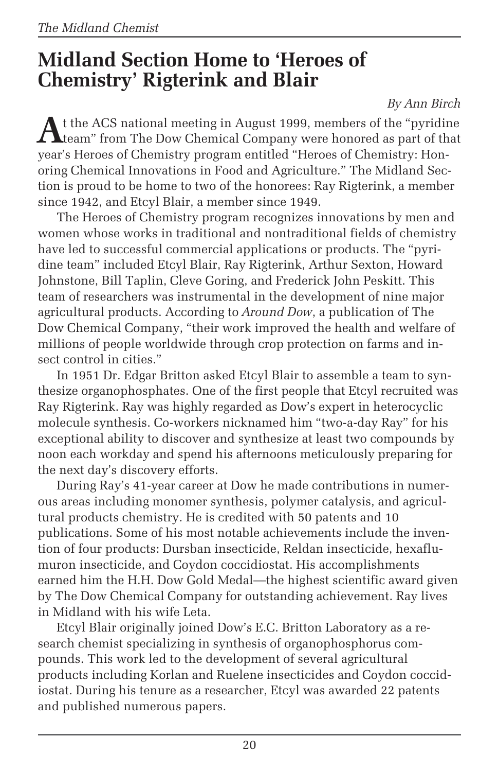# Midland Section Home to 'Heroes of Chemistry' Rigterink and Blair

*By Ann Birch*

At the ACS national meeting in August 1999, members of the "pyridine team" from The Dow Chemical Company were honored as part of that year's Heroes of Chemistry program entitled "Heroes of Chemistry: Honoring Chemical Innovations in Food and Agriculture." The Midland Section is proud to be home to two of the honorees: Ray Rigterink, a member since 1942, and Etcyl Blair, a member since 1949.

The Heroes of Chemistry program recognizes innovations by men and women whose works in traditional and nontraditional fields of chemistry have led to successful commercial applications or products. The "pyridine team" included Etcyl Blair, Ray Rigterink, Arthur Sexton, Howard Johnstone, Bill Taplin, Cleve Goring, and Frederick John Peskitt. This team of researchers was instrumental in the development of nine major agricultural products. According to *Around Dow*, a publication of The Dow Chemical Company, "their work improved the health and welfare of millions of people worldwide through crop protection on farms and insect control in cities."

In 1951 Dr. Edgar Britton asked Etcyl Blair to assemble a team to synthesize organophosphates. One of the first people that Etcyl recruited was Ray Rigterink. Ray was highly regarded as Dow's expert in heterocyclic molecule synthesis. Co-workers nicknamed him "two-a-day Ray" for his exceptional ability to discover and synthesize at least two compounds by noon each workday and spend his afternoons meticulously preparing for the next day's discovery efforts.

During Ray's 41-year career at Dow he made contributions in numerous areas including monomer synthesis, polymer catalysis, and agricultural products chemistry. He is credited with 50 patents and 10 publications. Some of his most notable achievements include the invention of four products: Dursban insecticide, Reldan insecticide, hexaflumuron insecticide, and Coydon coccidiostat. His accomplishments earned him the H.H. Dow Gold Medal—the highest scientific award given by The Dow Chemical Company for outstanding achievement. Ray lives in Midland with his wife Leta.

Etcyl Blair originally joined Dow's E.C. Britton Laboratory as a research chemist specializing in synthesis of organophosphorus compounds. This work led to the development of several agricultural products including Korlan and Ruelene insecticides and Coydon coccidiostat. During his tenure as a researcher, Etcyl was awarded 22 patents and published numerous papers.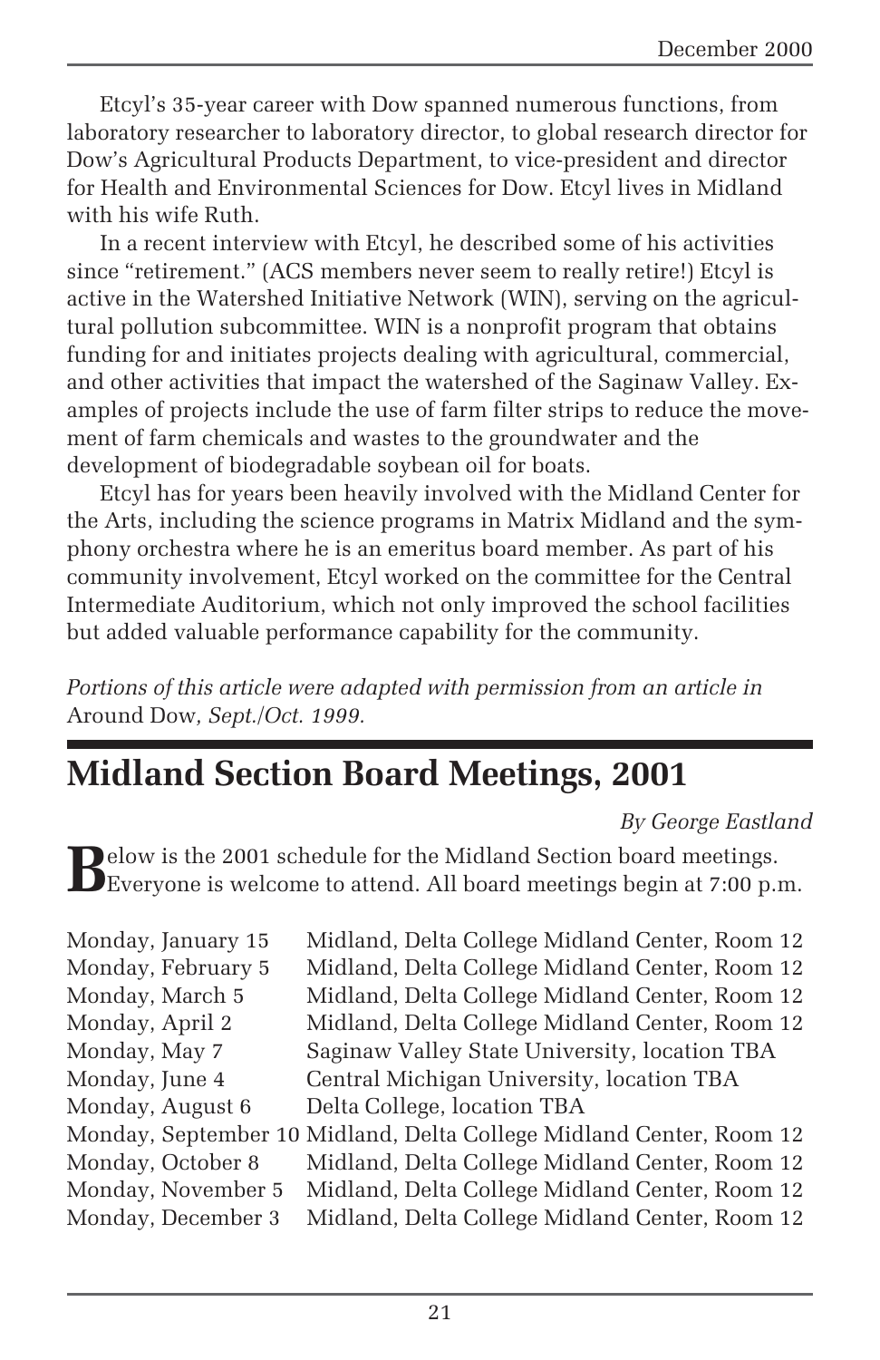Etcyl's 35-year career with Dow spanned numerous functions, from laboratory researcher to laboratory director, to global research director for Dow's Agricultural Products Department, to vice-president and director for Health and Environmental Sciences for Dow. Etcyl lives in Midland with his wife Ruth.

In a recent interview with Etcyl, he described some of his activities since "retirement." (ACS members never seem to really retire!) Etcyl is active in the Watershed Initiative Network (WIN), serving on the agricultural pollution subcommittee. WIN is a nonprofit program that obtains funding for and initiates projects dealing with agricultural, commercial, and other activities that impact the watershed of the Saginaw Valley. Examples of projects include the use of farm filter strips to reduce the movement of farm chemicals and wastes to the groundwater and the development of biodegradable soybean oil for boats.

Etcyl has for years been heavily involved with the Midland Center for the Arts, including the science programs in Matrix Midland and the symphony orchestra where he is an emeritus board member. As part of his community involvement, Etcyl worked on the committee for the Central Intermediate Auditorium, which not only improved the school facilities but added valuable performance capability for the community.

*Portions of this article were adapted with permission from an article in* Around Dow*, Sept./Oct. 1999.*

## Midland Section Board Meetings, 2001

*By George Eastland*

Below is the 2001 schedule for the Midland Section board meetings. Everyone is welcome to attend. All board meetings begin at 7:00 p.m.

| Date | Location |
|---|---|
| Monday, January 15 | Midland, Delta College Midland Center, Room 12 |
| Monday, February 5 | Midland, Delta College Midland Center, Room 12 |
| Monday, March 5 | Midland, Delta College Midland Center, Room 12 |
| Monday, April 2 | Midland, Delta College Midland Center, Room 12 |
| Monday, May 7 | Saginaw Valley State University, location TBA |
| Monday, June 4 | Central Michigan University, location TBA |
| Monday, August 6 | Delta College, location TBA |
| Monday, September 10 | Midland, Delta College Midland Center, Room 12 |
| Monday, October 8 | Midland, Delta College Midland Center, Room 12 |
| Monday, November 5 | Midland, Delta College Midland Center, Room 12 |
| Monday, December 3 | Midland, Delta College Midland Center, Room 12 |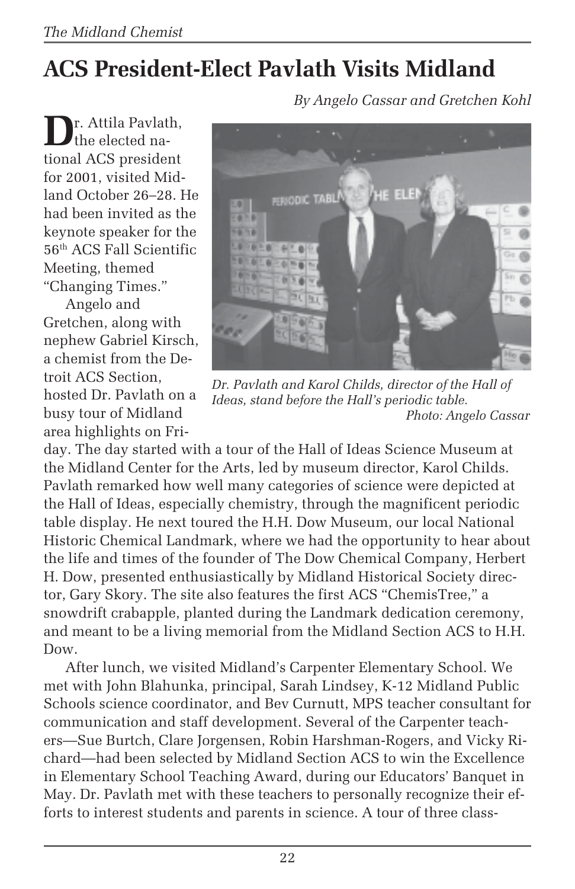# ACS President-Elect Pavlath Visits Midland

*By Angelo Cassar and Gretchen Kohl*

Dr. Attila Pavlath, the elected national ACS president for 2001, visited Midland October 26–28. He had been invited as the keynote speaker for the 56th ACS Fall Scientific Meeting, themed "Changing Times."

*Dr. Pavlath and Karol Childs, director of the Hall of Ideas, stand before the Hall's periodic table. Photo: Angelo Cassar*

Angelo and Gretchen, along with nephew Gabriel Kirsch, a chemist from the Detroit ACS Section, hosted Dr. Pavlath on a busy tour of Midland area highlights on Friday. The day started with a tour of the Hall of Ideas Science Museum at the Midland Center for the Arts, led by museum director, Karol Childs. Pavlath remarked how well many categories of science were depicted at the Hall of Ideas, especially chemistry, through the magnificent periodic table display. He next toured the H.H. Dow Museum, our local National Historic Chemical Landmark, where we had the opportunity to hear about the life and times of the founder of The Dow Chemical Company, Herbert H. Dow, presented enthusiastically by Midland Historical Society director, Gary Skory. The site also features the first ACS "ChemisTree," a snowdrift crabapple, planted during the Landmark dedication ceremony, and meant to be a living memorial from the Midland Section ACS to H.H. Dow.

After lunch, we visited Midland's Carpenter Elementary School. We met with John Blahunka, principal, Sarah Lindsey, K-12 Midland Public Schools science coordinator, and Bev Curnutt, MPS teacher consultant for communication and staff development. Several of the Carpenter teachers—Sue Burtch, Clare Jorgensen, Robin Harshman-Rogers, and Vicky Richard—had been selected by Midland Section ACS to win the Excellence in Elementary School Teaching Award, during our Educators' Banquet in May. Dr. Pavlath met with these teachers to personally recognize their efforts to interest students and parents in science. A tour of three class-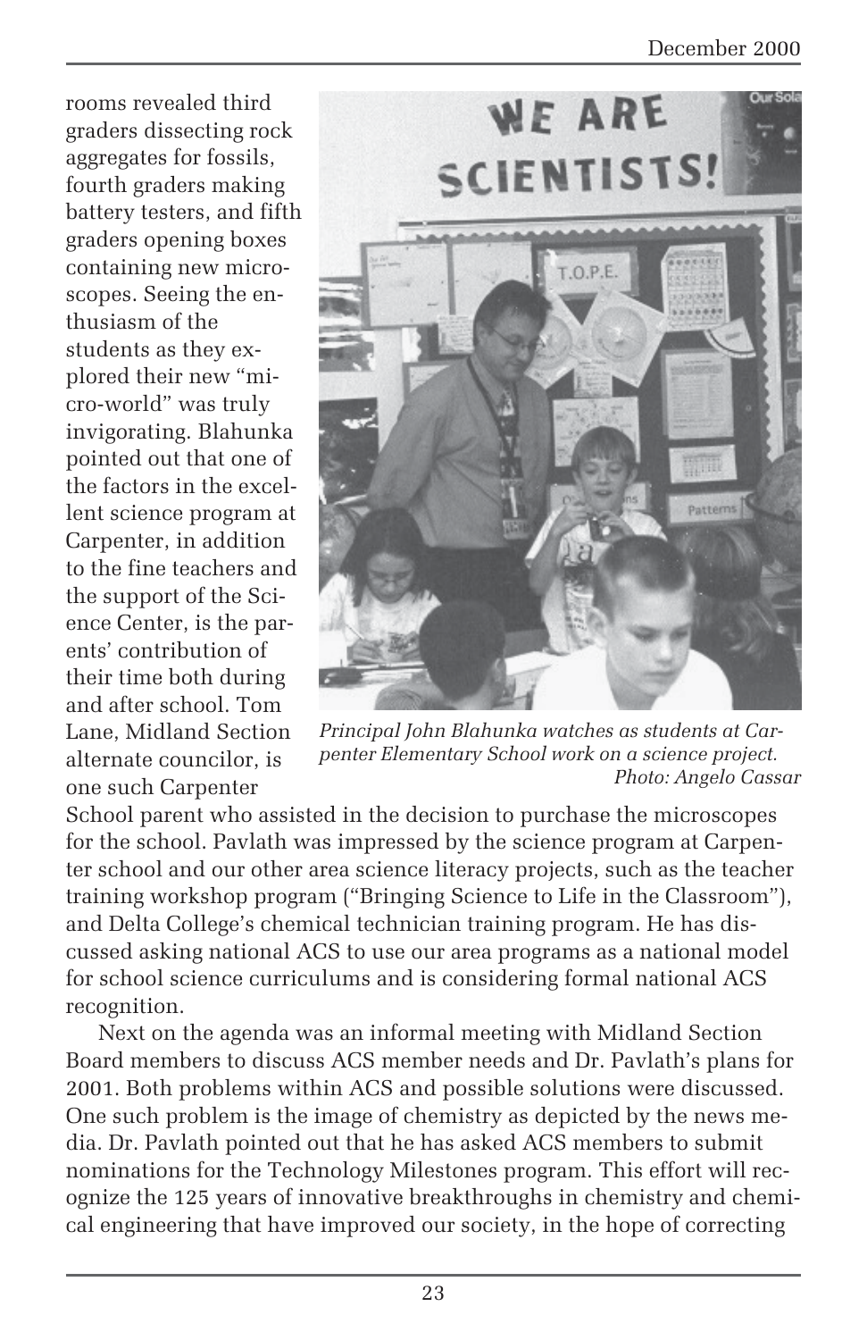rooms revealed third graders dissecting rock aggregates for fossils, fourth graders making battery testers, and fifth graders opening boxes containing new microscopes. Seeing the enthusiasm of the students as they explored their new "micro-world" was truly invigorating. Blahunka pointed out that one of the factors in the excellent science program at Carpenter, in addition to the fine teachers and the support of the Science Center, is the parents' contribution of their time both during and after school. Tom Lane, Midland Section alternate councilor, is one such Carpenter School parent who assisted in the decision to purchase the microscopes for the school. Pavlath was impressed by the science program at Carpenter school and our other area science literacy projects, such as the teacher training workshop program ("Bringing Science to Life in the Classroom"), and Delta College's chemical technician training program. He has discussed asking national ACS to use our area programs as a national model for school science curriculums and is considering formal national ACS recognition.

*Principal John Blahunka watches as students at Carpenter Elementary School work on a science project.*
*Photo: Angelo Cassar*

Next on the agenda was an informal meeting with Midland Section Board members to discuss ACS member needs and Dr. Pavlath's plans for 2001. Both problems within ACS and possible solutions were discussed. One such problem is the image of chemistry as depicted by the news media. Dr. Pavlath pointed out that he has asked ACS members to submit nominations for the Technology Milestones program. This effort will recognize the 125 years of innovative breakthroughs in chemistry and chemical engineering that have improved our society, in the hope of correcting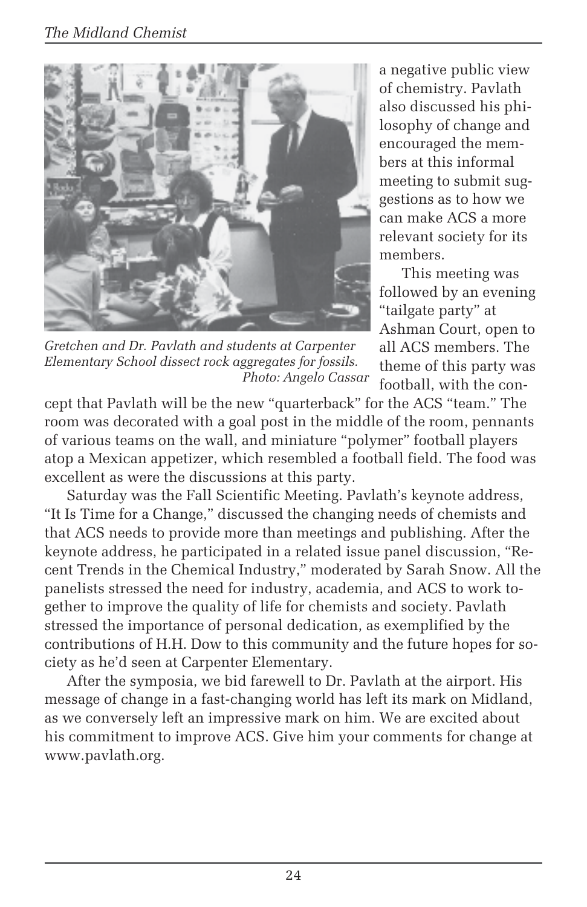*Gretchen and Dr. Pavlath and students at Carpenter Elementary School dissect rock aggregates for fossils. Photo: Angelo Cassar*

a negative public view of chemistry. Pavlath also discussed his philosophy of change and encouraged the members at this informal meeting to submit suggestions as to how we can make ACS a more relevant society for its members.

This meeting was followed by an evening “tailgate party” at Ashman Court, open to all ACS members. The theme of this party was football, with the concept that Pavlath will be the new “quarterback” for the ACS “team.” The room was decorated with a goal post in the middle of the room, pennants of various teams on the wall, and miniature “polymer” football players atop a Mexican appetizer, which resembled a football field. The food was excellent as were the discussions at this party.

Saturday was the Fall Scientific Meeting. Pavlath’s keynote address, “It Is Time for a Change,” discussed the changing needs of chemists and that ACS needs to provide more than meetings and publishing. After the keynote address, he participated in a related issue panel discussion, “Recent Trends in the Chemical Industry,” moderated by Sarah Snow. All the panelists stressed the need for industry, academia, and ACS to work together to improve the quality of life for chemists and society. Pavlath stressed the importance of personal dedication, as exemplified by the contributions of H.H. Dow to this community and the future hopes for society as he’d seen at Carpenter Elementary.

After the symposia, we bid farewell to Dr. Pavlath at the airport. His message of change in a fast-changing world has left its mark on Midland, as we conversely left an impressive mark on him. We are excited about his commitment to improve ACS. Give him your comments for change at www.pavlath.org.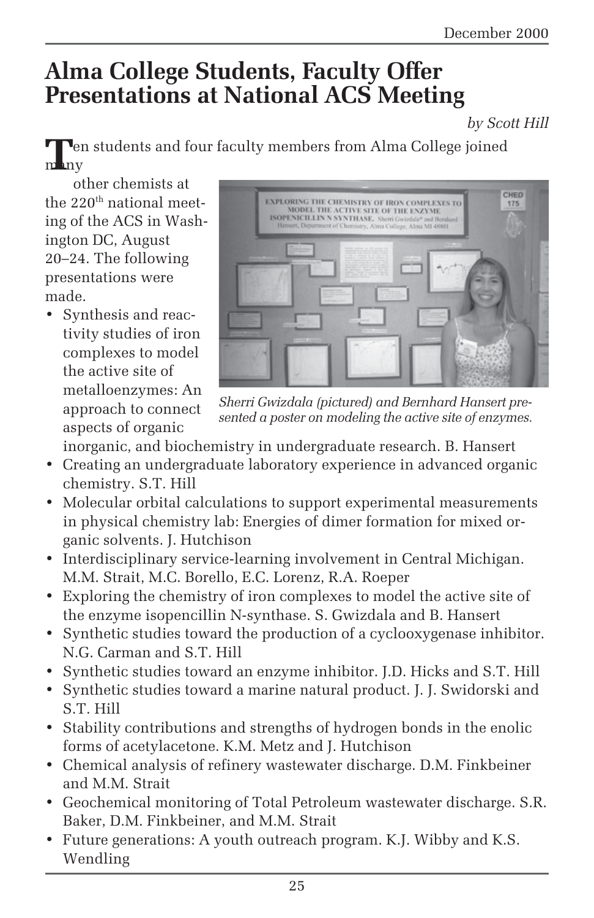# Alma College Students, Faculty Offer Presentations at National ACS Meeting

*by Scott Hill*

Ten students and four faculty members from Alma College joined many other chemists at the 220th national meeting of the ACS in Washington DC, August 20–24. The following presentations were made.

*Sherri Gwizdala (pictured) and Bernhard Hansert presented a poster on modeling the active site of enzymes.*

- Synthesis and reactivity studies of iron complexes to model the active site of metalloenzymes: An approach to connect aspects of organic inorganic, and biochemistry in undergraduate research. B. Hansert
- Creating an undergraduate laboratory experience in advanced organic chemistry. S.T. Hill
- Molecular orbital calculations to support experimental measurements in physical chemistry lab: Energies of dimer formation for mixed organic solvents. J. Hutchison
- Interdisciplinary service-learning involvement in Central Michigan. M.M. Strait, M.C. Borello, E.C. Lorenz, R.A. Roeper
- Exploring the chemistry of iron complexes to model the active site of the enzyme isopencillin N-synthase. S. Gwizdala and B. Hansert
- Synthetic studies toward the production of a cyclooxygenase inhibitor. N.G. Carman and S.T. Hill
- Synthetic studies toward an enzyme inhibitor. J.D. Hicks and S.T. Hill
- Synthetic studies toward a marine natural product. J. J. Swidorski and S.T. Hill
- Stability contributions and strengths of hydrogen bonds in the enolic forms of acetylacetone. K.M. Metz and J. Hutchison
- Chemical analysis of refinery wastewater discharge. D.M. Finkbeiner and M.M. Strait
- Geochemical monitoring of Total Petroleum wastewater discharge. S.R. Baker, D.M. Finkbeiner, and M.M. Strait
- Future generations: A youth outreach program. K.J. Wibby and K.S. Wendling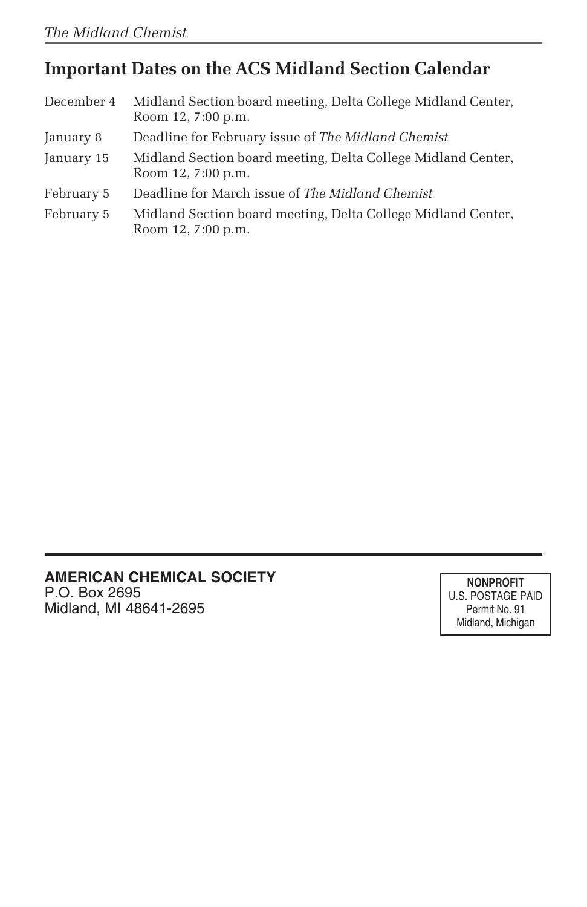## Important Dates on the ACS Midland Section Calendar

| | |
|---|---|
| December 4 | Midland Section board meeting, Delta College Midland Center, Room 12, 7:00 p.m. |
| January 8 | Deadline for February issue of *The Midland Chemist* |
| January 15 | Midland Section board meeting, Delta College Midland Center, Room 12, 7:00 p.m. |
| February 5 | Deadline for March issue of *The Midland Chemist* |
| February 5 | Midland Section board meeting, Delta College Midland Center, Room 12, 7:00 p.m. |

**AMERICAN CHEMICAL SOCIETY**
P.O. Box 2695
Midland, MI 48641-2695

**NONPROFIT**
U.S. POSTAGE PAID
Permit No. 91
Midland, Michigan